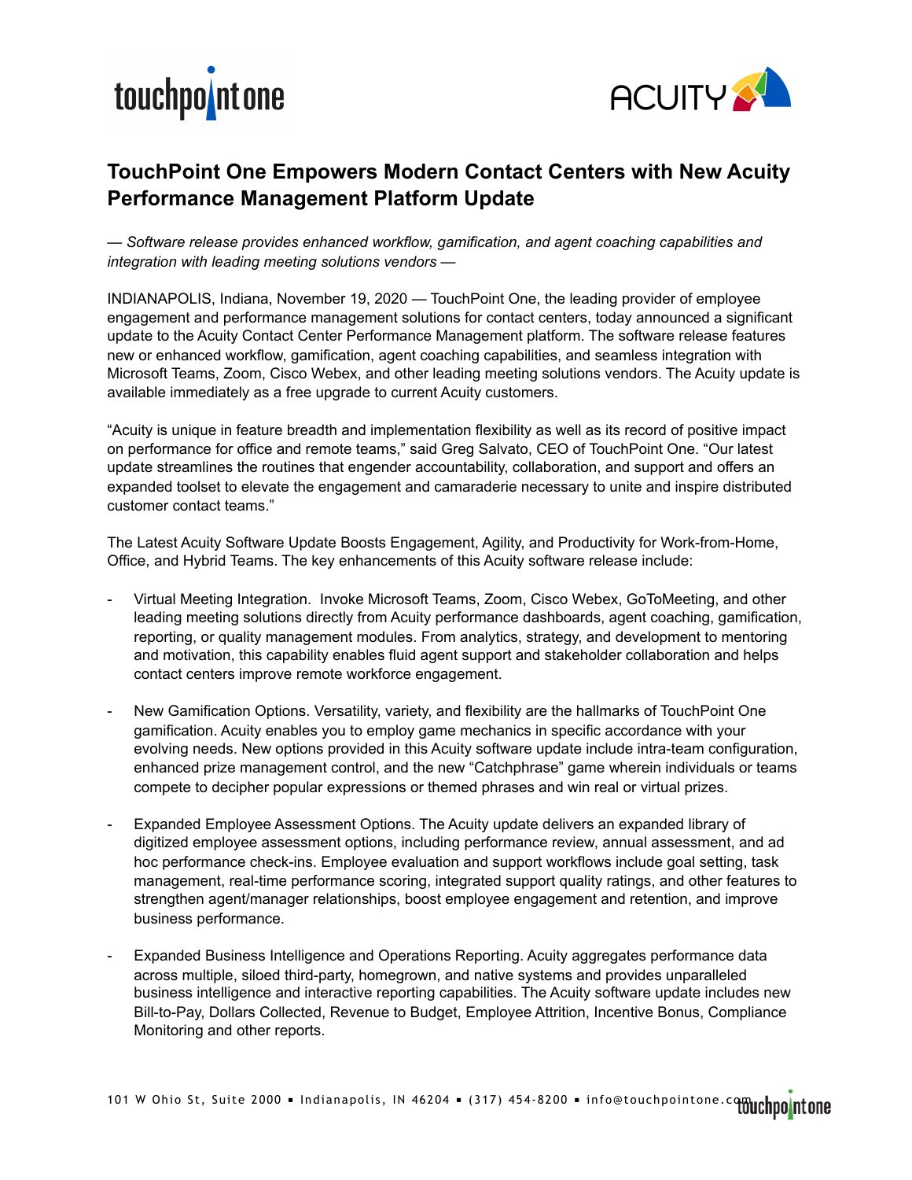# TouchPoint One Empowers Modern Contact Centers with New Acuity Performance Management Platform Update

*— Software release provides enhanced workflow, gamification, and agent coaching capabilities and integration with leading meeting solutions vendors —*

INDIANAPOLIS, Indiana, November 19, 2020 — TouchPoint One, the leading provider of employee engagement and performance management solutions for contact centers, today announced a significant update to the Acuity Contact Center Performance Management platform. The software release features new or enhanced workflow, gamification, agent coaching capabilities, and seamless integration with Microsoft Teams, Zoom, Cisco Webex, and other leading meeting solutions vendors. The Acuity update is available immediately as a free upgrade to current Acuity customers.

"Acuity is unique in feature breadth and implementation flexibility as well as its record of positive impact on performance for office and remote teams," said Greg Salvato, CEO of TouchPoint One. "Our latest update streamlines the routines that engender accountability, collaboration, and support and offers an expanded toolset to elevate the engagement and camaraderie necessary to unite and inspire distributed customer contact teams."

The Latest Acuity Software Update Boosts Engagement, Agility, and Productivity for Work-from-Home, Office, and Hybrid Teams. The key enhancements of this Acuity software release include:

- Virtual Meeting Integration. Invoke Microsoft Teams, Zoom, Cisco Webex, GoToMeeting, and other leading meeting solutions directly from Acuity performance dashboards, agent coaching, gamification, reporting, or quality management modules. From analytics, strategy, and development to mentoring and motivation, this capability enables fluid agent support and stakeholder collaboration and helps contact centers improve remote workforce engagement.

- New Gamification Options. Versatility, variety, and flexibility are the hallmarks of TouchPoint One gamification. Acuity enables you to employ game mechanics in specific accordance with your evolving needs. New options provided in this Acuity software update include intra-team configuration, enhanced prize management control, and the new "Catchphrase" game wherein individuals or teams compete to decipher popular expressions or themed phrases and win real or virtual prizes.

- Expanded Employee Assessment Options. The Acuity update delivers an expanded library of digitized employee assessment options, including performance review, annual assessment, and ad hoc performance check-ins. Employee evaluation and support workflows include goal setting, task management, real-time performance scoring, integrated support quality ratings, and other features to strengthen agent/manager relationships, boost employee engagement and retention, and improve business performance.

- Expanded Business Intelligence and Operations Reporting. Acuity aggregates performance data across multiple, siloed third-party, homegrown, and native systems and provides unparalleled business intelligence and interactive reporting capabilities. The Acuity software update includes new Bill-to-Pay, Dollars Collected, Revenue to Budget, Employee Attrition, Incentive Bonus, Compliance Monitoring and other reports.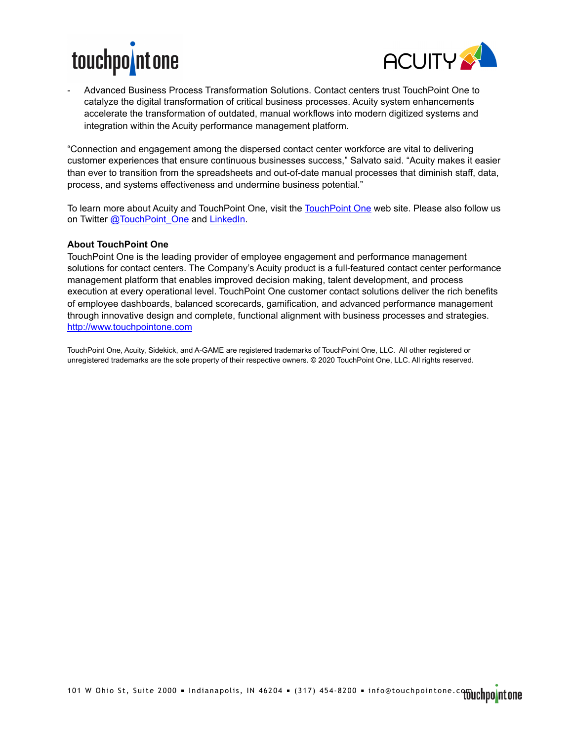- Advanced Business Process Transformation Solutions. Contact centers trust TouchPoint One to catalyze the digital transformation of critical business processes. Acuity system enhancements accelerate the transformation of outdated, manual workflows into modern digitized systems and integration within the Acuity performance management platform.

"Connection and engagement among the dispersed contact center workforce are vital to delivering customer experiences that ensure continuous businesses success," Salvato said. "Acuity makes it easier than ever to transition from the spreadsheets and out-of-date manual processes that diminish staff, data, process, and systems effectiveness and undermine business potential."

To learn more about Acuity and TouchPoint One, visit the TouchPoint One web site. Please also follow us on Twitter @TouchPoint_One and LinkedIn.

**About TouchPoint One**

TouchPoint One is the leading provider of employee engagement and performance management solutions for contact centers. The Company's Acuity product is a full-featured contact center performance management platform that enables improved decision making, talent development, and process execution at every operational level. TouchPoint One customer contact solutions deliver the rich benefits of employee dashboards, balanced scorecards, gamification, and advanced performance management through innovative design and complete, functional alignment with business processes and strategies. http://www.touchpointone.com

TouchPoint One, Acuity, Sidekick, and A-GAME are registered trademarks of TouchPoint One, LLC. All other registered or unregistered trademarks are the sole property of their respective owners. © 2020 TouchPoint One, LLC. All rights reserved.

101 W Ohio St, Suite 2000 ▪ Indianapolis, IN 46204 ▪ (317) 454-8200 ▪ info@touchpointone.com